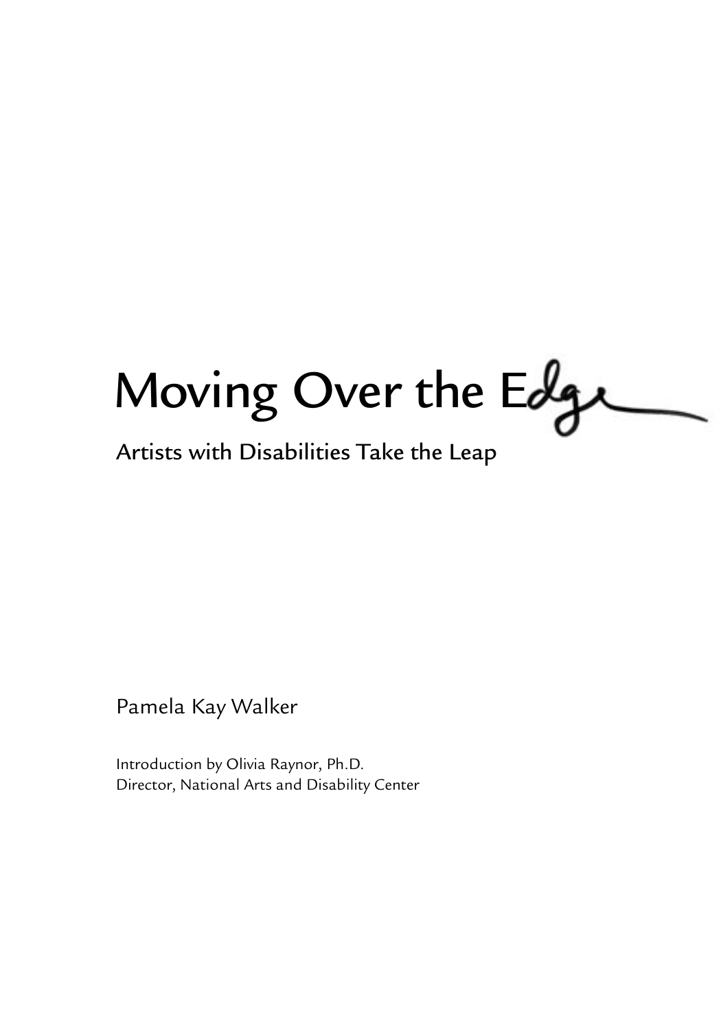# Moving Over the Edge

## Artists with Disabilities Take the Leap

Pamela Kay Walker

Introduction by Olivia Raynor, Ph.D.
Director, National Arts and Disability Center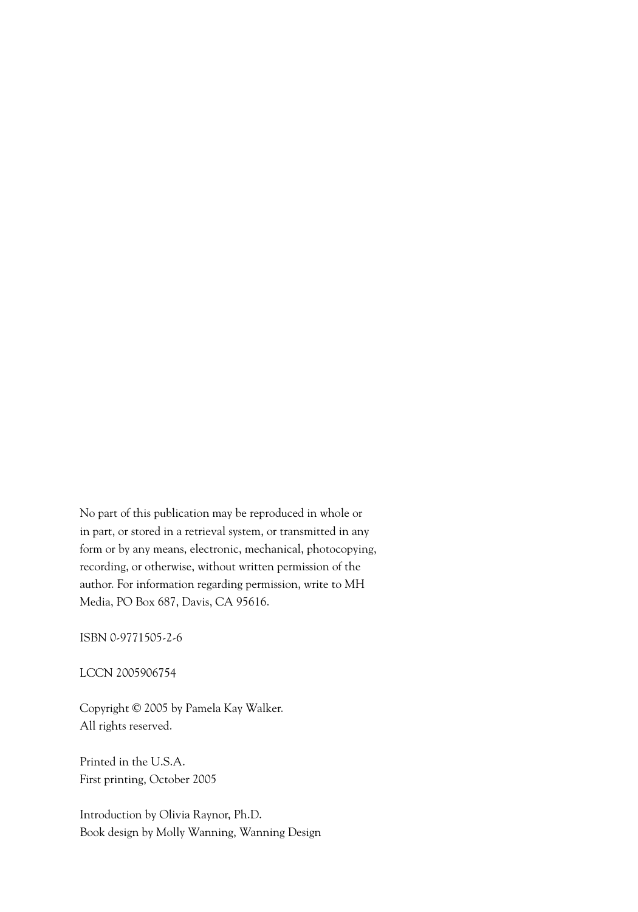No part of this publication may be reproduced in whole or in part, or stored in a retrieval system, or transmitted in any form or by any means, electronic, mechanical, photocopying, recording, or otherwise, without written permission of the author. For information regarding permission, write to MH Media, PO Box 687, Davis, CA 95616.

ISBN 0-9771505-2-6

LCCN 2005906754

Copyright © 2005 by Pamela Kay Walker.
All rights reserved.

Printed in the U.S.A.
First printing, October 2005

Introduction by Olivia Raynor, Ph.D.
Book design by Molly Wanning, Wanning Design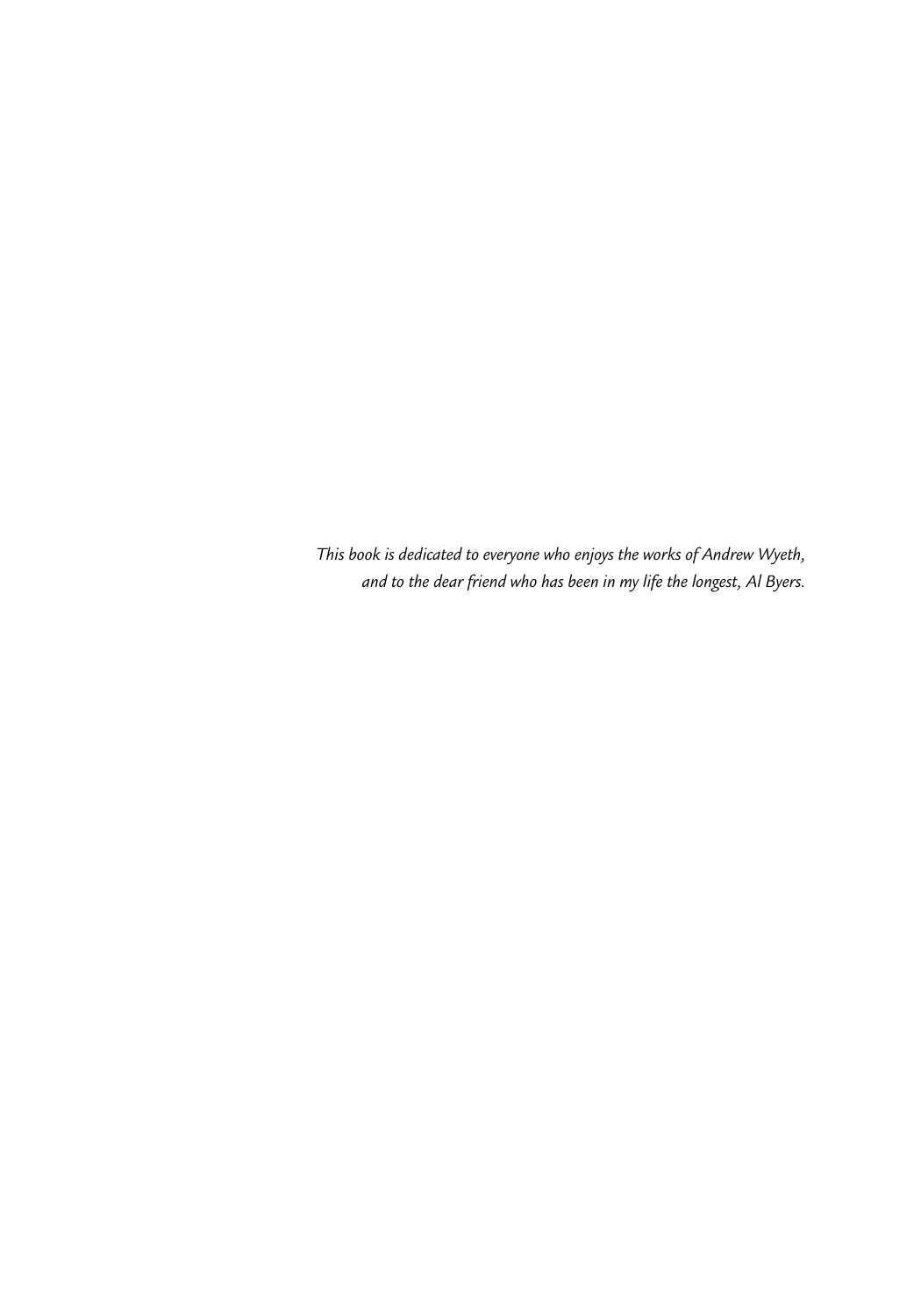*This book is dedicated to everyone who enjoys the works of Andrew Wyeth,
and to the dear friend who has been in my life the longest, Al Byers.*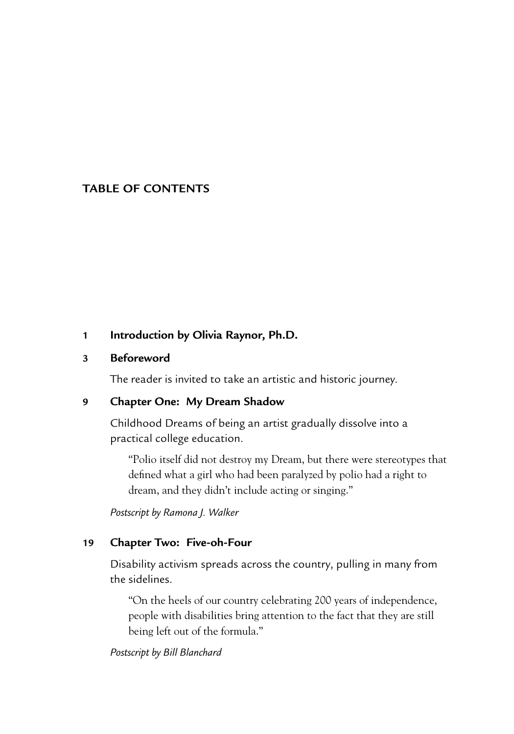## TABLE OF CONTENTS

**1 Introduction by Olivia Raynor, Ph.D.**

**3 Beforeword**

The reader is invited to take an artistic and historic journey.

**9 Chapter One: My Dream Shadow**

Childhood Dreams of being an artist gradually dissolve into a practical college education.

> "Polio itself did not destroy my Dream, but there were stereotypes that defined what a girl who had been paralyzed by polio had a right to dream, and they didn't include acting or singing."

*Postscript by Ramona J. Walker*

**19 Chapter Two: Five-oh-Four**

Disability activism spreads across the country, pulling in many from the sidelines.

> "On the heels of our country celebrating 200 years of independence, people with disabilities bring attention to the fact that they are still being left out of the formula."

*Postscript by Bill Blanchard*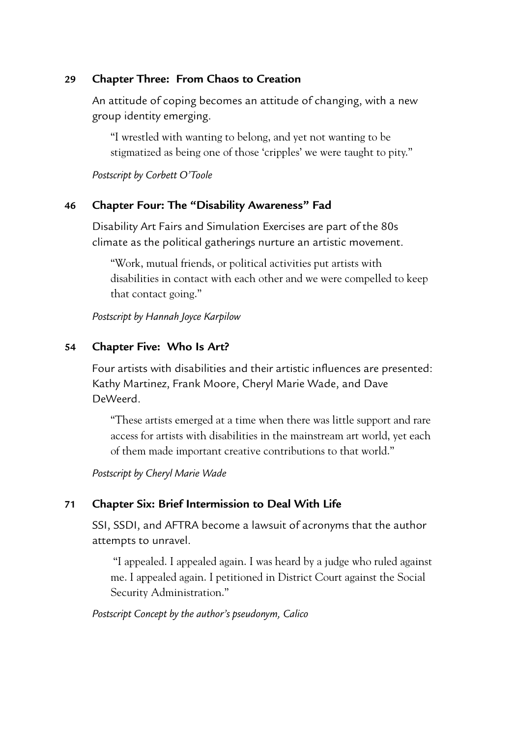**29 Chapter Three: From Chaos to Creation**

An attitude of coping becomes an attitude of changing, with a new group identity emerging.

> "I wrestled with wanting to belong, and yet not wanting to be stigmatized as being one of those 'cripples' we were taught to pity."

*Postscript by Corbett O'Toole*

**46 Chapter Four: The "Disability Awareness" Fad**

Disability Art Fairs and Simulation Exercises are part of the 80s climate as the political gatherings nurture an artistic movement.

> "Work, mutual friends, or political activities put artists with disabilities in contact with each other and we were compelled to keep that contact going."

*Postscript by Hannah Joyce Karpilow*

**54 Chapter Five: Who Is Art?**

Four artists with disabilities and their artistic influences are presented: Kathy Martinez, Frank Moore, Cheryl Marie Wade, and Dave DeWeerd.

> "These artists emerged at a time when there was little support and rare access for artists with disabilities in the mainstream art world, yet each of them made important creative contributions to that world."

*Postscript by Cheryl Marie Wade*

**71 Chapter Six: Brief Intermission to Deal With Life**

SSI, SSDI, and AFTRA become a lawsuit of acronyms that the author attempts to unravel.

> "I appealed. I appealed again. I was heard by a judge who ruled against me. I appealed again. I petitioned in District Court against the Social Security Administration."

*Postscript Concept by the author's pseudonym, Calico*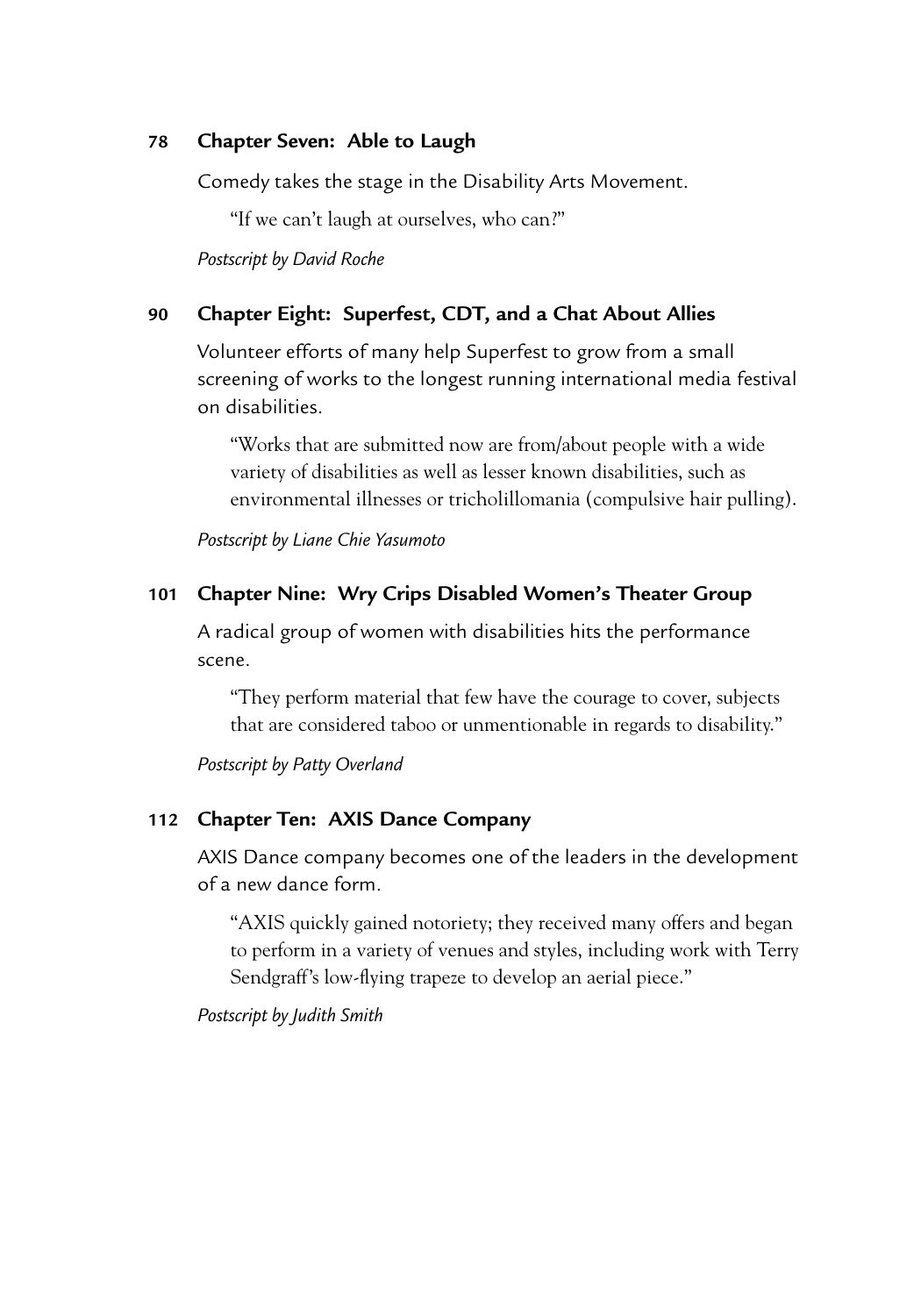**78 Chapter Seven: Able to Laugh**

Comedy takes the stage in the Disability Arts Movement.

> "If we can't laugh at ourselves, who can?"

*Postscript by David Roche*

**90 Chapter Eight: Superfest, CDT, and a Chat About Allies**

Volunteer efforts of many help Superfest to grow from a small screening of works to the longest running international media festival on disabilities.

> "Works that are submitted now are from/about people with a wide variety of disabilities as well as lesser known disabilities, such as environmental illnesses or tricholillomania (compulsive hair pulling).

*Postscript by Liane Chie Yasumoto*

**101 Chapter Nine: Wry Crips Disabled Women's Theater Group**

A radical group of women with disabilities hits the performance scene.

> "They perform material that few have the courage to cover, subjects that are considered taboo or unmentionable in regards to disability."

*Postscript by Patty Overland*

**112 Chapter Ten: AXIS Dance Company**

AXIS Dance company becomes one of the leaders in the development of a new dance form.

> "AXIS quickly gained notoriety; they received many offers and began to perform in a variety of venues and styles, including work with Terry Sendgraff's low-flying trapeze to develop an aerial piece."

*Postscript by Judith Smith*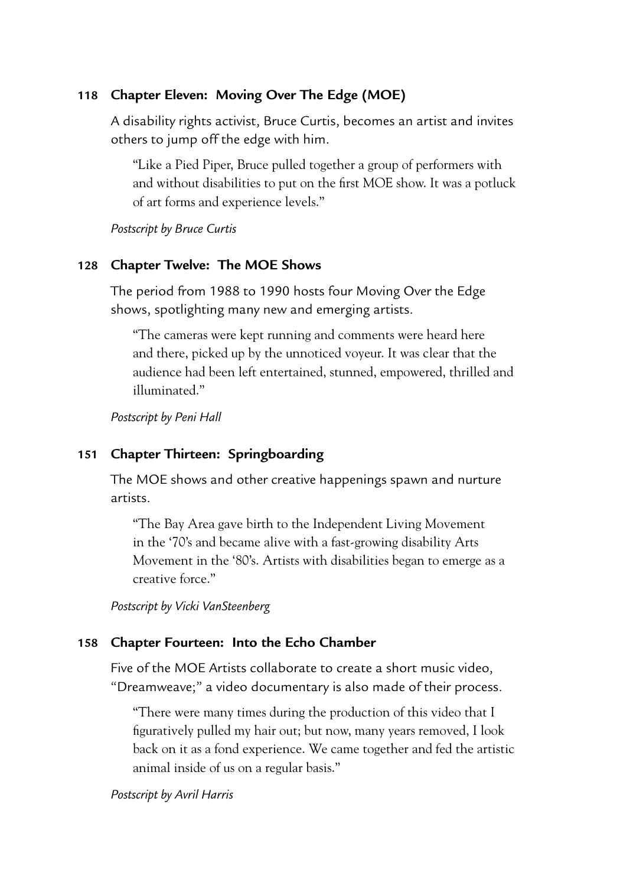**118 Chapter Eleven: Moving Over The Edge (MOE)**

A disability rights activist, Bruce Curtis, becomes an artist and invites others to jump off the edge with him.

> "Like a Pied Piper, Bruce pulled together a group of performers with and without disabilities to put on the first MOE show. It was a potluck of art forms and experience levels."

*Postscript by Bruce Curtis*

**128 Chapter Twelve: The MOE Shows**

The period from 1988 to 1990 hosts four Moving Over the Edge shows, spotlighting many new and emerging artists.

> "The cameras were kept running and comments were heard here and there, picked up by the unnoticed voyeur. It was clear that the audience had been left entertained, stunned, empowered, thrilled and illuminated."

*Postscript by Peni Hall*

**151 Chapter Thirteen: Springboarding**

The MOE shows and other creative happenings spawn and nurture artists.

> "The Bay Area gave birth to the Independent Living Movement in the '70's and became alive with a fast-growing disability Arts Movement in the '80's. Artists with disabilities began to emerge as a creative force."

*Postscript by Vicki VanSteenberg*

**158 Chapter Fourteen: Into the Echo Chamber**

Five of the MOE Artists collaborate to create a short music video, "Dreamweave;" a video documentary is also made of their process.

> "There were many times during the production of this video that I figuratively pulled my hair out; but now, many years removed, I look back on it as a fond experience. We came together and fed the artistic animal inside of us on a regular basis."

*Postscript by Avril Harris*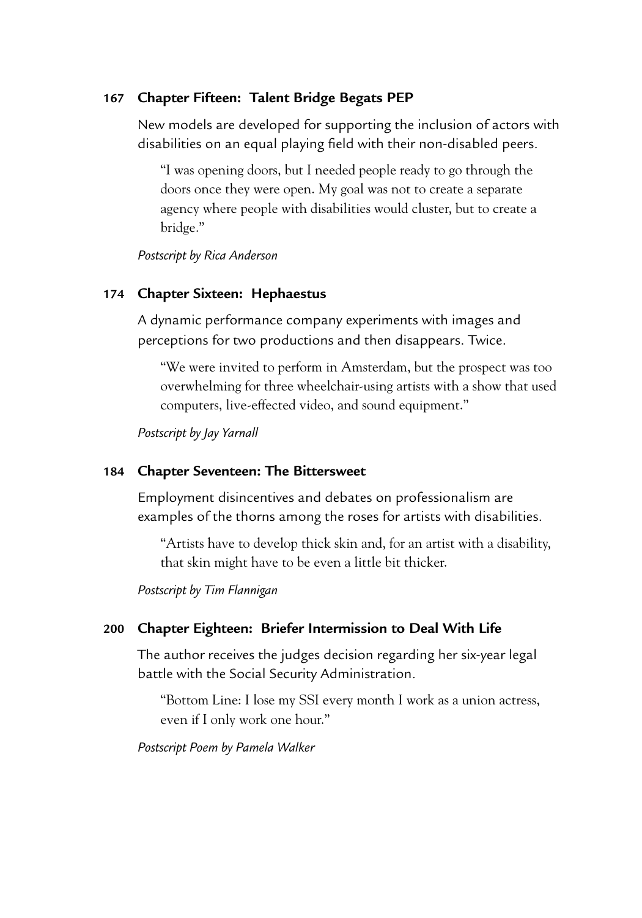**167 Chapter Fifteen: Talent Bridge Begats PEP**

New models are developed for supporting the inclusion of actors with disabilities on an equal playing field with their non-disabled peers.

> "I was opening doors, but I needed people ready to go through the doors once they were open. My goal was not to create a separate agency where people with disabilities would cluster, but to create a bridge."

*Postscript by Rica Anderson*

**174 Chapter Sixteen: Hephaestus**

A dynamic performance company experiments with images and perceptions for two productions and then disappears. Twice.

> "We were invited to perform in Amsterdam, but the prospect was too overwhelming for three wheelchair-using artists with a show that used computers, live-effected video, and sound equipment."

*Postscript by Jay Yarnall*

**184 Chapter Seventeen: The Bittersweet**

Employment disincentives and debates on professionalism are examples of the thorns among the roses for artists with disabilities.

> "Artists have to develop thick skin and, for an artist with a disability, that skin might have to be even a little bit thicker.

*Postscript by Tim Flannigan*

**200 Chapter Eighteen: Briefer Intermission to Deal With Life**

The author receives the judges decision regarding her six-year legal battle with the Social Security Administration.

> "Bottom Line: I lose my SSI every month I work as a union actress, even if I only work one hour."

*Postscript Poem by Pamela Walker*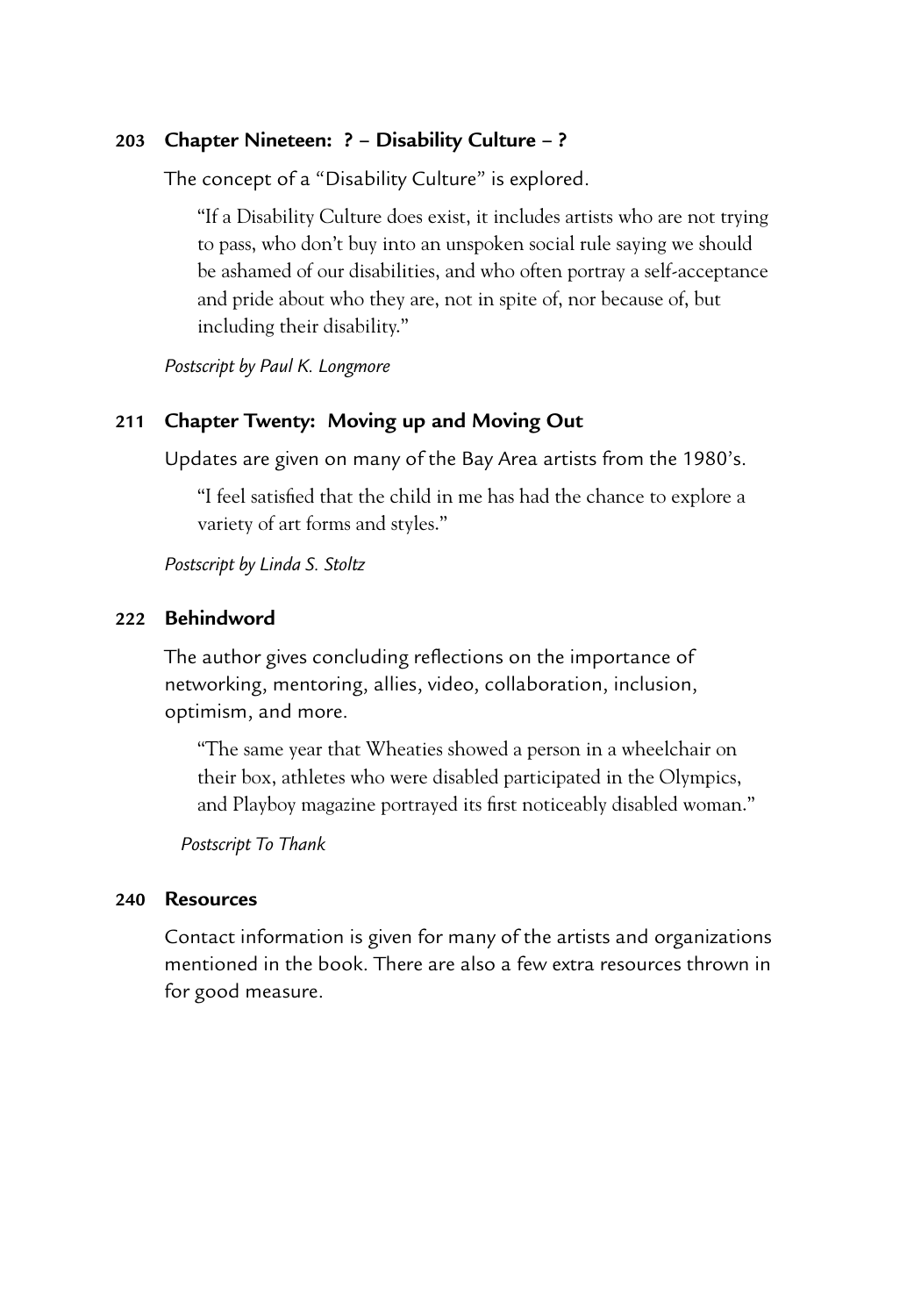**203 Chapter Nineteen: ? – Disability Culture – ?**

The concept of a "Disability Culture" is explored.

> "If a Disability Culture does exist, it includes artists who are not trying to pass, who don't buy into an unspoken social rule saying we should be ashamed of our disabilities, and who often portray a self-acceptance and pride about who they are, not in spite of, nor because of, but including their disability."

*Postscript by Paul K. Longmore*

**211 Chapter Twenty: Moving up and Moving Out**

Updates are given on many of the Bay Area artists from the 1980's.

> "I feel satisfied that the child in me has had the chance to explore a variety of art forms and styles."

*Postscript by Linda S. Stoltz*

**222 Behindword**

The author gives concluding reflections on the importance of networking, mentoring, allies, video, collaboration, inclusion, optimism, and more.

> "The same year that Wheaties showed a person in a wheelchair on their box, athletes who were disabled participated in the Olympics, and Playboy magazine portrayed its first noticeably disabled woman."

*Postscript To Thank*

**240 Resources**

Contact information is given for many of the artists and organizations mentioned in the book. There are also a few extra resources thrown in for good measure.